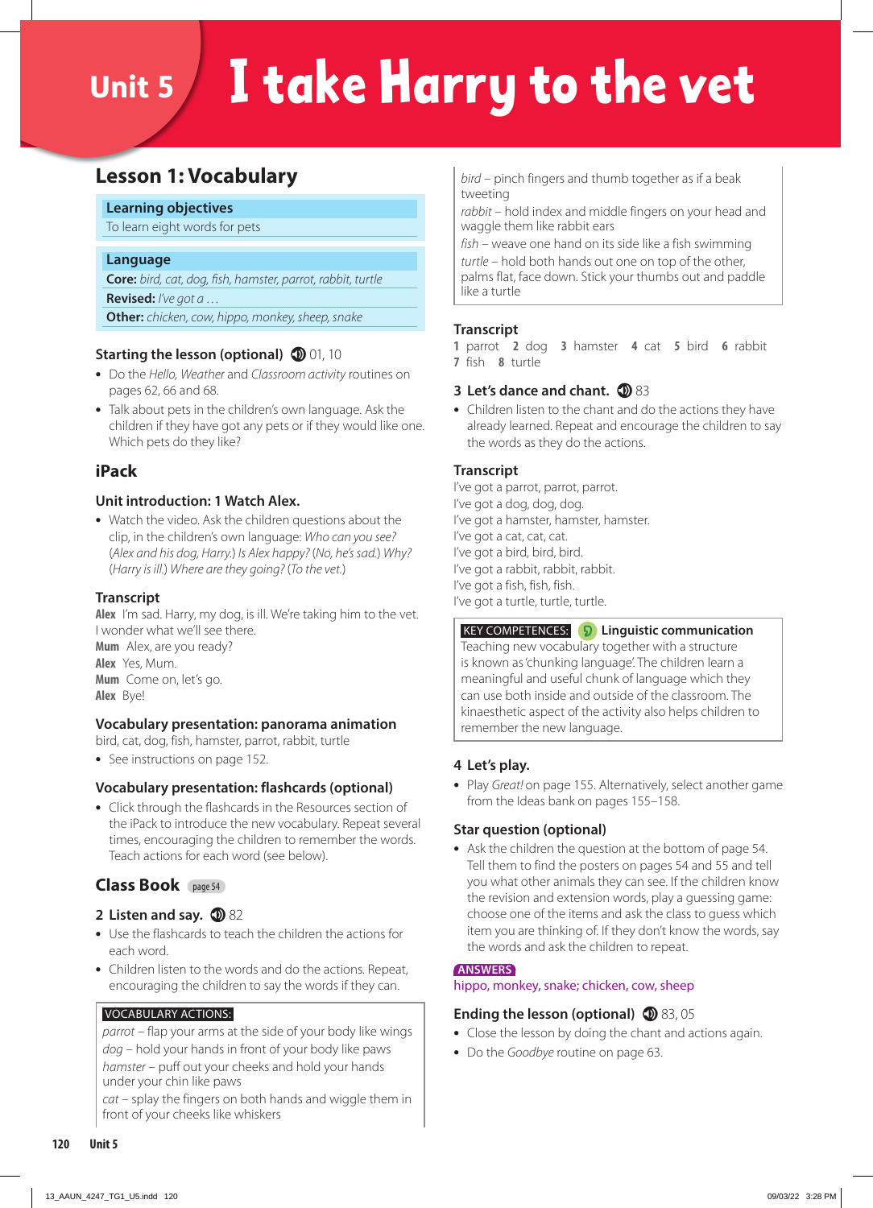# Unit 5 I take Harry to the vet

## Lesson 1: Vocabulary

**Learning objectives**

To learn eight words for pets

**Language**

**Core:** *bird, cat, dog, fish, hamster, parrot, rabbit, turtle*

**Revised:** *I've got a …*

**Other:** *chicken, cow, hippo, monkey, sheep, snake*

### Starting the lesson (optional) 01, 10

- Do the *Hello, Weather* and *Classroom activity* routines on pages 62, 66 and 68.
- Talk about pets in the children's own language. Ask the children if they have got any pets or if they would like one. Which pets do they like?

## iPack

### Unit introduction: 1 Watch Alex.

- Watch the video. Ask the children questions about the clip, in the children's own language: *Who can you see?* (*Alex and his dog, Harry.*) *Is Alex happy?* (*No, he's sad.*) *Why?* (*Harry is ill.*) *Where are they going?* (*To the vet.*)

### Transcript

**Alex** I'm sad. Harry, my dog, is ill. We're taking him to the vet. I wonder what we'll see there.
**Mum** Alex, are you ready?
**Alex** Yes, Mum.
**Mum** Come on, let's go.
**Alex** Bye!

### Vocabulary presentation: panorama animation

bird, cat, dog, fish, hamster, parrot, rabbit, turtle

- See instructions on page 152.

### Vocabulary presentation: flashcards (optional)

- Click through the flashcards in the Resources section of the iPack to introduce the new vocabulary. Repeat several times, encouraging the children to remember the words. Teach actions for each word (see below).

## Class Book page 54

### 2 Listen and say. 82

- Use the flashcards to teach the children the actions for each word.
- Children listen to the words and do the actions. Repeat, encouraging the children to say the words if they can.

**VOCABULARY ACTIONS:**

*parrot* – flap your arms at the side of your body like wings
*dog* – hold your hands in front of your body like paws
*hamster* – puff out your cheeks and hold your hands under your chin like paws
*cat* – splay the fingers on both hands and wiggle them in front of your cheeks like whiskers
*bird* – pinch fingers and thumb together as if a beak tweeting
*rabbit* – hold index and middle fingers on your head and waggle them like rabbit ears
*fish* – weave one hand on its side like a fish swimming
*turtle* – hold both hands out one on top of the other, palms flat, face down. Stick your thumbs out and paddle like a turtle

### Transcript

1 parrot 2 dog 3 hamster 4 cat 5 bird 6 rabbit
7 fish 8 turtle

### 3 Let's dance and chant. 83

- Children listen to the chant and do the actions they have already learned. Repeat and encourage the children to say the words as they do the actions.

### Transcript

I've got a parrot, parrot, parrot.
I've got a dog, dog, dog.
I've got a hamster, hamster, hamster.
I've got a cat, cat, cat.
I've got a bird, bird, bird.
I've got a rabbit, rabbit, rabbit.
I've got a fish, fish, fish.
I've got a turtle, turtle, turtle.

**KEY COMPETENCES: Linguistic communication**

Teaching new vocabulary together with a structure is known as 'chunking language'. The children learn a meaningful and useful chunk of language which they can use both inside and outside of the classroom. The kinaesthetic aspect of the activity also helps children to remember the new language.

### 4 Let's play.

- Play *Great!* on page 155. Alternatively, select another game from the Ideas bank on pages 155–158.

### Star question (optional)

- Ask the children the question at the bottom of page 54. Tell them to find the posters on pages 54 and 55 and tell you what other animals they can see. If the children know the revision and extension words, play a guessing game: choose one of the items and ask the class to guess which item you are thinking of. If they don't know the words, say the words and ask the children to repeat.

**ANSWERS**

hippo, monkey, snake; chicken, cow, sheep

### Ending the lesson (optional) 83, 05

- Close the lesson by doing the chant and actions again.
- Do the *Goodbye* routine on page 63.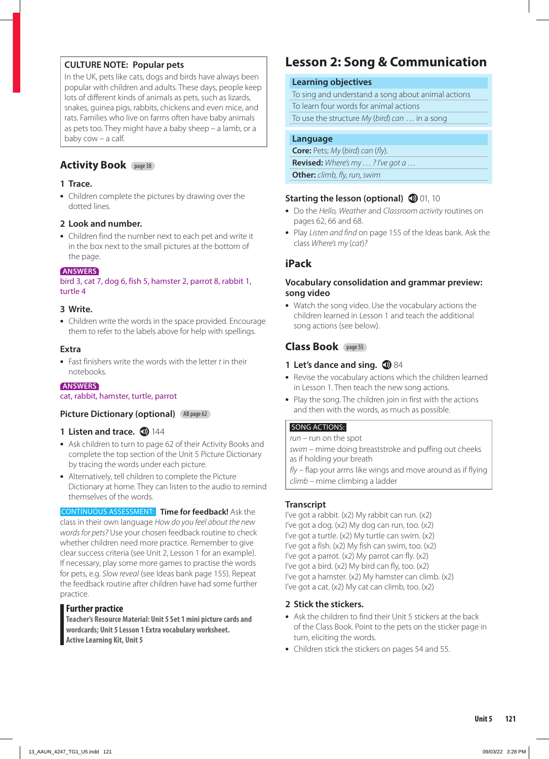**CULTURE NOTE: Popular pets**

In the UK, pets like cats, dogs and birds have always been popular with children and adults. These days, people keep lots of different kinds of animals as pets, such as lizards, snakes, guinea pigs, rabbits, chickens and even mice, and rats. Families who live on farms often have baby animals as pets too. They might have a baby sheep – a lamb, or a baby cow – a calf.

## Activity Book page 38

### 1 Trace.

- Children complete the pictures by drawing over the dotted lines.

### 2 Look and number.

- Children find the number next to each pet and write it in the box next to the small pictures at the bottom of the page.

ANSWERS
bird 3, cat 7, dog 6, fish 5, hamster 2, parrot 8, rabbit 1, turtle 4

### 3 Write.

- Children write the words in the space provided. Encourage them to refer to the labels above for help with spellings.

### Extra

- Fast finishers write the words with the letter *t* in their notebooks.

ANSWERS
cat, rabbit, hamster, turtle, parrot

### Picture Dictionary (optional) AB page 62

### 1 Listen and trace. 144

- Ask children to turn to page 62 of their Activity Books and complete the top section of the Unit 5 Picture Dictionary by tracing the words under each picture.
- Alternatively, tell children to complete the Picture Dictionary at home. They can listen to the audio to remind themselves of the words.

CONTINUOUS ASSESSMENT: **Time for feedback!** Ask the class in their own language *How do you feel about the new words for pets?* Use your chosen feedback routine to check whether children need more practice. Remember to give clear success criteria (see Unit 2, Lesson 1 for an example). If necessary, play some more games to practise the words for pets, e.g. *Slow reveal* (see Ideas bank page 155). Repeat the feedback routine after children have had some further practice.

**Further practice**
**Teacher's Resource Material: Unit 5 Set 1 mini picture cards and wordcards; Unit 5 Lesson 1 Extra vocabulary worksheet.**
**Active Learning Kit, Unit 5**

# Lesson 2: Song & Communication

**Learning objectives**
To sing and understand a song about animal actions
To learn four words for animal actions
To use the structure *My* (*bird*) *can* … in a song

**Language**
**Core:** Pets; *My* (*bird*) *can* (*fly*).
**Revised:** *Where's my* … ? *I've got a* …
**Other:** *climb, fly, run, swim*

### Starting the lesson (optional) 01, 10

- Do the *Hello, Weather* and *Classroom activity* routines on pages 62, 66 and 68.
- Play *Listen and find* on page 155 of the Ideas bank. Ask the class *Where's my* (*cat*)?

## iPack

### Vocabulary consolidation and grammar preview: song video

- Watch the song video. Use the vocabulary actions the children learned in Lesson 1 and teach the additional song actions (see below).

## Class Book page 55

### 1 Let's dance and sing. 84

- Revise the vocabulary actions which the children learned in Lesson 1. Then teach the new song actions.
- Play the song. The children join in first with the actions and then with the words, as much as possible.

SONG ACTIONS:
*run* – run on the spot
*swim* – mime doing breaststroke and puffing out cheeks as if holding your breath
*fly* – flap your arms like wings and move around as if flying
*climb* – mime climbing a ladder

### Transcript

I've got a rabbit. (x2) My rabbit can run. (x2)
I've got a dog. (x2) My dog can run, too. (x2)
I've got a turtle. (x2) My turtle can swim. (x2)
I've got a fish. (x2) My fish can swim, too. (x2)
I've got a parrot. (x2) My parrot can fly. (x2)
I've got a bird. (x2) My bird can fly, too. (x2)
I've got a hamster. (x2) My hamster can climb. (x2)
I've got a cat. (x2) My cat can climb, too. (x2)

### 2 Stick the stickers.

- Ask the children to find their Unit 5 stickers at the back of the Class Book. Point to the pets on the sticker page in turn, eliciting the words.
- Children stick the stickers on pages 54 and 55.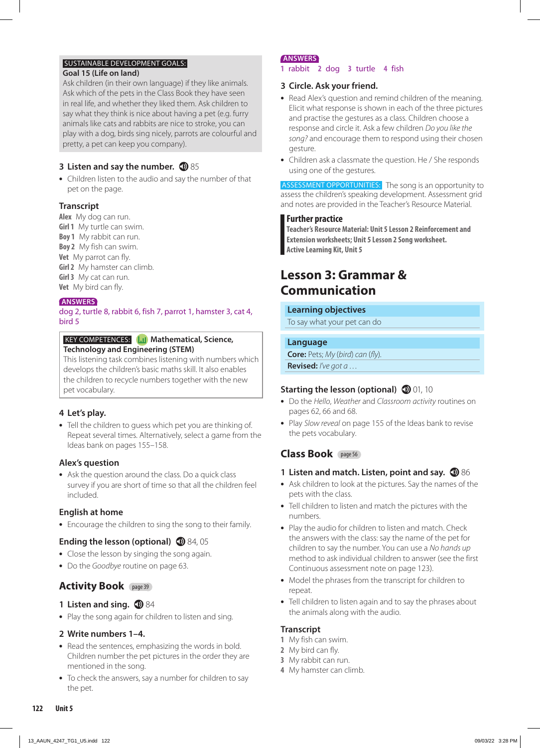SUSTAINABLE DEVELOPMENT GOALS:

**Goal 15 (Life on land)**

Ask children (in their own language) if they like animals. Ask which of the pets in the Class Book they have seen in real life, and whether they liked them. Ask children to say what they think is nice about having a pet (e.g. furry animals like cats and rabbits are nice to stroke, you can play with a dog, birds sing nicely, parrots are colourful and pretty, a pet can keep you company).

### 3 Listen and say the number. 85

- Children listen to the audio and say the number of that pet on the page.

### Transcript

**Alex** My dog can run.
**Girl 1** My turtle can swim.
**Boy 1** My rabbit can run.
**Boy 2** My fish can swim.
**Vet** My parrot can fly.
**Girl 2** My hamster can climb.
**Girl 3** My cat can run.
**Vet** My bird can fly.

**ANSWERS**

dog 2, turtle 8, rabbit 6, fish 7, parrot 1, hamster 3, cat 4, bird 5

KEY COMPETENCES: **Mathematical, Science, Technology and Engineering (STEM)**

This listening task combines listening with numbers which develops the children's basic maths skill. It also enables the children to recycle numbers together with the new pet vocabulary.

### 4 Let's play.

- Tell the children to guess which pet you are thinking of. Repeat several times. Alternatively, select a game from the Ideas bank on pages 155–158.

### Alex's question

- Ask the question around the class. Do a quick class survey if you are short of time so that all the children feel included.

### English at home

- Encourage the children to sing the song to their family.

### Ending the lesson (optional) 84, 05

- Close the lesson by singing the song again.
- Do the *Goodbye* routine on page 63.

## Activity Book page 39

### 1 Listen and sing. 84

- Play the song again for children to listen and sing.

### 2 Write numbers 1–4.

- Read the sentences, emphasizing the words in bold. Children number the pet pictures in the order they are mentioned in the song.
- To check the answers, say a number for children to say the pet.

**ANSWERS**

1 rabbit 2 dog 3 turtle 4 fish

### 3 Circle. Ask your friend.

- Read Alex's question and remind children of the meaning. Elicit what response is shown in each of the three pictures and practise the gestures as a class. Children choose a response and circle it. Ask a few children *Do you like the song?* and encourage them to respond using their chosen gesture.
- Children ask a classmate the question. He / She responds using one of the gestures.

ASSESSMENT OPPORTUNITIES: The song is an opportunity to assess the children's speaking development. Assessment grid and notes are provided in the Teacher's Resource Material.

**Further practice**

**Teacher's Resource Material: Unit 5 Lesson 2 Reinforcement and Extension worksheets; Unit 5 Lesson 2 Song worksheet.**
**Active Learning Kit, Unit 5**

## Lesson 3: Grammar & Communication

**Learning objectives**

To say what your pet can do

**Language**

**Core:** Pets; *My* (*bird*) *can* (*fly*).
**Revised:** *I've got a …*

### Starting the lesson (optional) 01, 10

- Do the *Hello*, *Weather* and *Classroom activity* routines on pages 62, 66 and 68.
- Play *Slow reveal* on page 155 of the Ideas bank to revise the pets vocabulary.

## Class Book page 56

### 1 Listen and match. Listen, point and say. 86

- Ask children to look at the pictures. Say the names of the pets with the class.
- Tell children to listen and match the pictures with the numbers.
- Play the audio for children to listen and match. Check the answers with the class: say the name of the pet for children to say the number. You can use a *No hands up* method to ask individual children to answer (see the first Continuous assessment note on page 123).
- Model the phrases from the transcript for children to repeat.
- Tell children to listen again and to say the phrases about the animals along with the audio.

### Transcript

1 My fish can swim.
2 My bird can fly.
3 My rabbit can run.
4 My hamster can climb.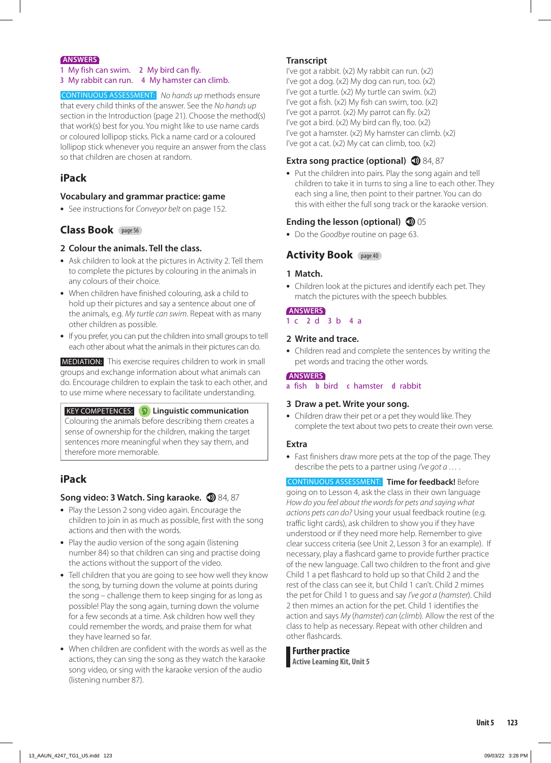**ANSWERS**
1 My fish can swim. 2 My bird can fly.
3 My rabbit can run. 4 My hamster can climb.

**CONTINUOUS ASSESSMENT:** *No hands up* methods ensure that every child thinks of the answer. See the *No hands up* section in the Introduction (page 21). Choose the method(s) that work(s) best for you. You might like to use name cards or coloured lollipop sticks. Pick a name card or a coloured lollipop stick whenever you require an answer from the class so that children are chosen at random.

## iPack

### Vocabulary and grammar practice: game

- See instructions for *Conveyor belt* on page 152.

## Class Book page 56

### 2 Colour the animals. Tell the class.

- Ask children to look at the pictures in Activity 2. Tell them to complete the pictures by colouring in the animals in any colours of their choice.
- When children have finished colouring, ask a child to hold up their pictures and say a sentence about one of the animals, e.g. *My turtle can swim*. Repeat with as many other children as possible.
- If you prefer, you can put the children into small groups to tell each other about what the animals in their pictures can do.

**MEDIATION:** This exercise requires children to work in small groups and exchange information about what animals can do. Encourage children to explain the task to each other, and to use mime where necessary to facilitate understanding.

> **KEY COMPETENCES:** **Linguistic communication**
> Colouring the animals before describing them creates a sense of ownership for the children, making the target sentences more meaningful when they say them, and therefore more memorable.

## iPack

### Song video: 3 Watch. Sing karaoke. 84, 87

- Play the Lesson 2 song video again. Encourage the children to join in as much as possible, first with the song actions and then with the words.
- Play the audio version of the song again (listening number 84) so that children can sing and practise doing the actions without the support of the video.
- Tell children that you are going to see how well they know the song, by turning down the volume at points during the song – challenge them to keep singing for as long as possible! Play the song again, turning down the volume for a few seconds at a time. Ask children how well they could remember the words, and praise them for what they have learned so far.
- When children are confident with the words as well as the actions, they can sing the song as they watch the karaoke song video, or sing with the karaoke version of the audio (listening number 87).

### Transcript

I've got a rabbit. (x2) My rabbit can run. (x2)
I've got a dog. (x2) My dog can run, too. (x2)
I've got a turtle. (x2) My turtle can swim. (x2)
I've got a fish. (x2) My fish can swim, too. (x2)
I've got a parrot. (x2) My parrot can fly. (x2)
I've got a bird. (x2) My bird can fly, too. (x2)
I've got a hamster. (x2) My hamster can climb. (x2)
I've got a cat. (x2) My cat can climb, too. (x2)

### Extra song practice (optional) 84, 87

- Put the children into pairs. Play the song again and tell children to take it in turns to sing a line to each other. They each sing a line, then point to their partner. You can do this with either the full song track or the karaoke version.

### Ending the lesson (optional) 05

- Do the *Goodbye* routine on page 63.

## Activity Book page 40

### 1 Match.

- Children look at the pictures and identify each pet. They match the pictures with the speech bubbles.

**ANSWERS**
1 c 2 d 3 b 4 a

### 2 Write and trace.

- Children read and complete the sentences by writing the pet words and tracing the other words.

**ANSWERS**
a fish b bird c hamster d rabbit

### 3 Draw a pet. Write your song.

- Children draw their pet or a pet they would like. They complete the text about two pets to create their own verse.

### Extra

- Fast finishers draw more pets at the top of the page. They describe the pets to a partner using *I've got a …* .

**CONTINUOUS ASSESSMENT:** **Time for feedback!** Before going on to Lesson 4, ask the class in their own language *How do you feel about the words for pets and saying what actions pets can do?* Using your usual feedback routine (e.g. traffic light cards), ask children to show you if they have understood or if they need more help. Remember to give clear success criteria (see Unit 2, Lesson 3 for an example). If necessary, play a flashcard game to provide further practice of the new language. Call two children to the front and give Child 1 a pet flashcard to hold up so that Child 2 and the rest of the class can see it, but Child 1 can't. Child 2 mimes the pet for Child 1 to guess and say *I've got a* (*hamster*). Child 2 then mimes an action for the pet. Child 1 identifies the action and says *My* (*hamster*) *can* (*climb*). Allow the rest of the class to help as necessary. Repeat with other children and other flashcards.

**Further practice**
Active Learning Kit, Unit 5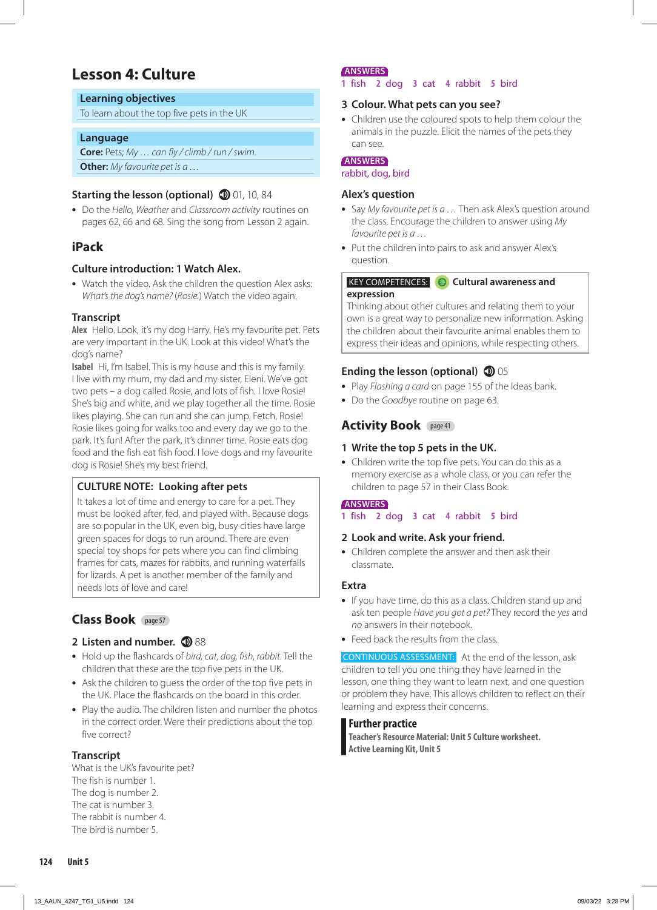# Lesson 4: Culture

**Learning objectives**

To learn about the top five pets in the UK

**Language**

**Core:** Pets; *My … can fly / climb / run / swim.*

**Other:** *My favourite pet is a …*

### Starting the lesson (optional) 01, 10, 84

- Do the *Hello, Weather* and *Classroom activity* routines on pages 62, 66 and 68. Sing the song from Lesson 2 again.

## iPack

### Culture introduction: 1 Watch Alex.

- Watch the video. Ask the children the question Alex asks: *What's the dog's name?* (*Rosie.*) Watch the video again.

### Transcript

**Alex** Hello. Look, it's my dog Harry. He's my favourite pet. Pets are very important in the UK. Look at this video! What's the dog's name?

**Isabel** Hi, I'm Isabel. This is my house and this is my family. I live with my mum, my dad and my sister, Eleni. We've got two pets – a dog called Rosie, and lots of fish. I love Rosie! She's big and white, and we play together all the time. Rosie likes playing. She can run and she can jump. Fetch, Rosie! Rosie likes going for walks too and every day we go to the park. It's fun! After the park, it's dinner time. Rosie eats dog food and the fish eat fish food. I love dogs and my favourite dog is Rosie! She's my best friend.

**CULTURE NOTE: Looking after pets**

It takes a lot of time and energy to care for a pet. They must be looked after, fed, and played with. Because dogs are so popular in the UK, even big, busy cities have large green spaces for dogs to run around. There are even special toy shops for pets where you can find climbing frames for cats, mazes for rabbits, and running waterfalls for lizards. A pet is another member of the family and needs lots of love and care!

## Class Book page 57

### 2 Listen and number. 88

- Hold up the flashcards of *bird, cat, dog, fish, rabbit*. Tell the children that these are the top five pets in the UK.
- Ask the children to guess the order of the top five pets in the UK. Place the flashcards on the board in this order.
- Play the audio. The children listen and number the photos in the correct order. Were their predictions about the top five correct?

### Transcript

What is the UK's favourite pet?
The fish is number 1.
The dog is number 2.
The cat is number 3.
The rabbit is number 4.
The bird is number 5.

**ANSWERS**

1 fish 2 dog 3 cat 4 rabbit 5 bird

### 3 Colour. What pets can you see?

- Children use the coloured spots to help them colour the animals in the puzzle. Elicit the names of the pets they can see.

**ANSWERS**

rabbit, dog, bird

### Alex's question

- Say *My favourite pet is a …* Then ask Alex's question around the class. Encourage the children to answer using *My favourite pet is a …*
- Put the children into pairs to ask and answer Alex's question.

**KEY COMPETENCES: Cultural awareness and expression**

Thinking about other cultures and relating them to your own is a great way to personalize new information. Asking the children about their favourite animal enables them to express their ideas and opinions, while respecting others.

### Ending the lesson (optional) 05

- Play *Flashing a card* on page 155 of the Ideas bank.
- Do the *Goodbye* routine on page 63.

## Activity Book page 41

### 1 Write the top 5 pets in the UK.

- Children write the top five pets. You can do this as a memory exercise as a whole class, or you can refer the children to page 57 in their Class Book.

**ANSWERS**

1 fish 2 dog 3 cat 4 rabbit 5 bird

### 2 Look and write. Ask your friend.

- Children complete the answer and then ask their classmate.

### Extra

- If you have time, do this as a class. Children stand up and ask ten people *Have you got a pet?* They record the *yes* and *no* answers in their notebook.
- Feed back the results from the class.

**CONTINUOUS ASSESSMENT:** At the end of the lesson, ask children to tell you one thing they have learned in the lesson, one thing they want to learn next, and one question or problem they have. This allows children to reflect on their learning and express their concerns.

**Further practice**

**Teacher's Resource Material: Unit 5 Culture worksheet.**
**Active Learning Kit, Unit 5**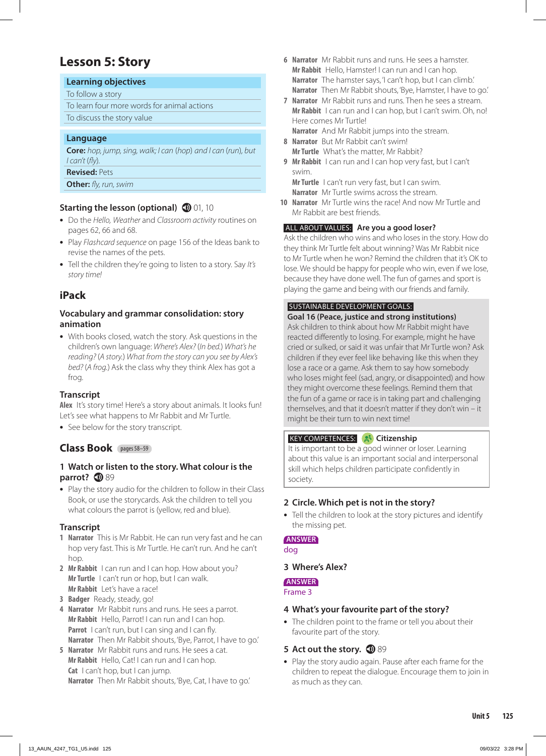# Lesson 5: Story

**Learning objectives**

- To follow a story
- To learn four more words for animal actions
- To discuss the story value

**Language**

**Core:** *hop, jump, sing, walk; I can (hop) and I can (run), but I can't (fly).*

**Revised:** Pets

**Other:** *fly, run, swim*

### Starting the lesson (optional) 01, 10

- Do the *Hello, Weather* and *Classroom activity* routines on pages 62, 66 and 68.
- Play *Flashcard sequence* on page 156 of the Ideas bank to revise the names of the pets.
- Tell the children they're going to listen to a story. Say *It's story time!*

## iPack

### Vocabulary and grammar consolidation: story animation

- With books closed, watch the story. Ask questions in the children's own language: *Where's Alex?* (*In bed.*) *What's he reading?* (*A story.*) *What from the story can you see by Alex's bed?* (*A frog.*) Ask the class why they think Alex has got a frog.

### Transcript

**Alex** It's story time! Here's a story about animals. It looks fun! Let's see what happens to Mr Rabbit and Mr Turtle.

- See below for the story transcript.

## Class Book pages 58–59

### 1 Watch or listen to the story. What colour is the parrot? 89

- Play the story audio for the children to follow in their Class Book, or use the storycards. Ask the children to tell you what colours the parrot is (yellow, red and blue).

### Transcript

1 **Narrator** This is Mr Rabbit. He can run very fast and he can hop very fast. This is Mr Turtle. He can't run. And he can't hop.

2 **Mr Rabbit** I can run and I can hop. How about you?
**Mr Turtle** I can't run or hop, but I can walk.
**Mr Rabbit** Let's have a race!

3 **Badger** Ready, steady, go!

4 **Narrator** Mr Rabbit runs and runs. He sees a parrot.
**Mr Rabbit** Hello, Parrot! I can run and I can hop.
**Parrot** I can't run, but I can sing and I can fly.
**Narrator** Then Mr Rabbit shouts, 'Bye, Parrot, I have to go.'

5 **Narrator** Mr Rabbit runs and runs. He sees a cat.
**Mr Rabbit** Hello, Cat! I can run and I can hop.
**Cat** I can't hop, but I can jump.
**Narrator** Then Mr Rabbit shouts, 'Bye, Cat, I have to go.'

6 **Narrator** Mr Rabbit runs and runs. He sees a hamster.
**Mr Rabbit** Hello, Hamster! I can run and I can hop.
**Narrator** The hamster says, 'I can't hop, but I can climb.'
**Narrator** Then Mr Rabbit shouts, 'Bye, Hamster, I have to go.'

7 **Narrator** Mr Rabbit runs and runs. Then he sees a stream.
**Mr Rabbit** I can run and I can hop, but I can't swim. Oh, no! Here comes Mr Turtle!
**Narrator** And Mr Rabbit jumps into the stream.

8 **Narrator** But Mr Rabbit can't swim!
**Mr Turtle** What's the matter, Mr Rabbit?

9 **Mr Rabbit** I can run and I can hop very fast, but I can't swim.
**Mr Turtle** I can't run very fast, but I can swim.
**Narrator** Mr Turtle swims across the stream.

10 **Narrator** Mr Turtle wins the race! And now Mr Turtle and Mr Rabbit are best friends.

**ALL ABOUT VALUES: Are you a good loser?**

Ask the children who wins and who loses in the story. How do they think Mr Turtle felt about winning? Was Mr Rabbit nice to Mr Turtle when he won? Remind the children that it's OK to lose. We should be happy for people who win, even if we lose, because they have done well. The fun of games and sport is playing the game and being with our friends and family.

**SUSTAINABLE DEVELOPMENT GOALS:**

**Goal 16 (Peace, justice and strong institutions)**

Ask children to think about how Mr Rabbit might have reacted differently to losing. For example, might he have cried or sulked, or said it was unfair that Mr Turtle won? Ask children if they ever feel like behaving like this when they lose a race or a game. Ask them to say how somebody who loses might feel (sad, angry, or disappointed) and how they might overcome these feelings. Remind them that the fun of a game or race is in taking part and challenging themselves, and that it doesn't matter if they don't win – it might be their turn to win next time!

**KEY COMPETENCES: Citizenship**

It is important to be a good winner or loser. Learning about this value is an important social and interpersonal skill which helps children participate confidently in society.

### 2 Circle. Which pet is not in the story?

- Tell the children to look at the story pictures and identify the missing pet.

**ANSWER**
dog

### 3 Where's Alex?

**ANSWER**
Frame 3

### 4 What's your favourite part of the story?

- The children point to the frame or tell you about their favourite part of the story.

### 5 Act out the story. 89

- Play the story audio again. Pause after each frame for the children to repeat the dialogue. Encourage them to join in as much as they can.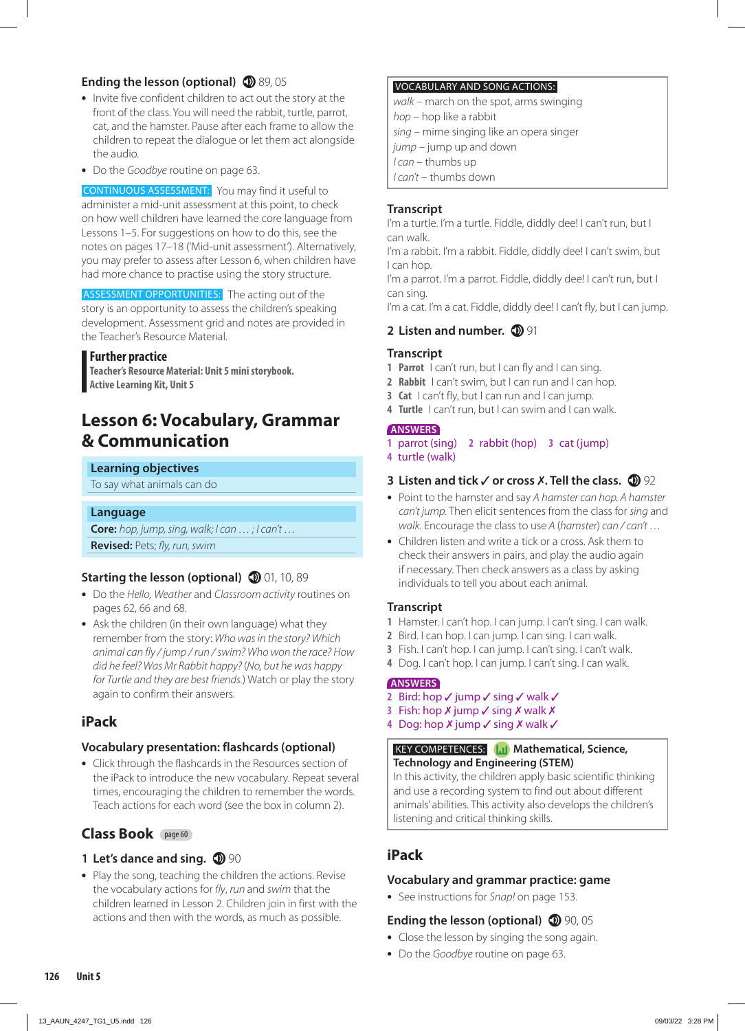## Ending the lesson (optional) 🔊 89, 05

- Invite five confident children to act out the story at the front of the class. You will need the rabbit, turtle, parrot, cat, and the hamster. Pause after each frame to allow the children to repeat the dialogue or let them act alongside the audio.
- Do the *Goodbye* routine on page 63.

CONTINUOUS ASSESSMENT: You may find it useful to administer a mid-unit assessment at this point, to check on how well children have learned the core language from Lessons 1–5. For suggestions on how to do this, see the notes on pages 17–18 ('Mid-unit assessment'). Alternatively, you may prefer to assess after Lesson 6, when children have had more chance to practise using the story structure.

ASSESSMENT OPPORTUNITIES: The acting out of the story is an opportunity to assess the children's speaking development. Assessment grid and notes are provided in the Teacher's Resource Material.

**Further practice**
**Teacher's Resource Material: Unit 5 mini storybook.**
**Active Learning Kit, Unit 5**

# Lesson 6: Vocabulary, Grammar & Communication

**Learning objectives**
To say what animals can do

**Language**
**Core:** *hop, jump, sing, walk; I can … ; I can't …*
**Revised:** Pets; *fly, run, swim*

## Starting the lesson (optional) 🔊 01, 10, 89

- Do the *Hello, Weather* and *Classroom activity* routines on pages 62, 66 and 68.
- Ask the children (in their own language) what they remember from the story: *Who was in the story? Which animal can fly / jump / run / swim? Who won the race? How did he feel? Was Mr Rabbit happy? (No, but he was happy for Turtle and they are best friends.)* Watch or play the story again to confirm their answers.

## iPack

### Vocabulary presentation: flashcards (optional)

- Click through the flashcards in the Resources section of the iPack to introduce the new vocabulary. Repeat several times, encouraging the children to remember the words. Teach actions for each word (see the box in column 2).

## Class Book page 60

### 1 Let's dance and sing. 🔊 90

- Play the song, teaching the children the actions. Revise the vocabulary actions for *fly, run* and *swim* that the children learned in Lesson 2. Children join in first with the actions and then with the words, as much as possible.

VOCABULARY AND SONG ACTIONS:
*walk* – march on the spot, arms swinging
*hop* – hop like a rabbit
*sing* – mime singing like an opera singer
*jump* – jump up and down
*I can* – thumbs up
*I can't* – thumbs down

### Transcript

I'm a turtle. I'm a turtle. Fiddle, diddly dee! I can't run, but I can walk.
I'm a rabbit. I'm a rabbit. Fiddle, diddly dee! I can't swim, but I can hop.
I'm a parrot. I'm a parrot. Fiddle, diddly dee! I can't run, but I can sing.
I'm a cat. I'm a cat. Fiddle, diddly dee! I can't fly, but I can jump.

### 2 Listen and number. 🔊 91

### Transcript

1 **Parrot** I can't run, but I can fly and I can sing.
2 **Rabbit** I can't swim, but I can run and I can hop.
3 **Cat** I can't fly, but I can run and I can jump.
4 **Turtle** I can't run, but I can swim and I can walk.

ANSWERS
1 parrot (sing) 2 rabbit (hop) 3 cat (jump)
4 turtle (walk)

### 3 Listen and tick ✓ or cross ✗. Tell the class. 🔊 92

- Point to the hamster and say *A hamster can hop. A hamster can't jump.* Then elicit sentences from the class for *sing* and *walk*. Encourage the class to use *A (hamster) can / can't …*
- Children listen and write a tick or a cross. Ask them to check their answers in pairs, and play the audio again if necessary. Then check answers as a class by asking individuals to tell you about each animal.

### Transcript

1 Hamster. I can't hop. I can jump. I can't sing. I can walk.
2 Bird. I can hop. I can jump. I can sing. I can walk.
3 Fish. I can't hop. I can jump. I can't sing. I can't walk.
4 Dog. I can't hop. I can jump. I can't sing. I can walk.

ANSWERS
2 Bird: hop ✓ jump ✓ sing ✓ walk ✓
3 Fish: hop ✗ jump ✓ sing ✗ walk ✗
4 Dog: hop ✗ jump ✓ sing ✗ walk ✓

KEY COMPETENCES: **Mathematical, Science, Technology and Engineering (STEM)**
In this activity, the children apply basic scientific thinking and use a recording system to find out about different animals' abilities. This activity also develops the children's listening and critical thinking skills.

## iPack

### Vocabulary and grammar practice: game

- See instructions for *Snap!* on page 153.

## Ending the lesson (optional) 🔊 90, 05

- Close the lesson by singing the song again.
- Do the *Goodbye* routine on page 63.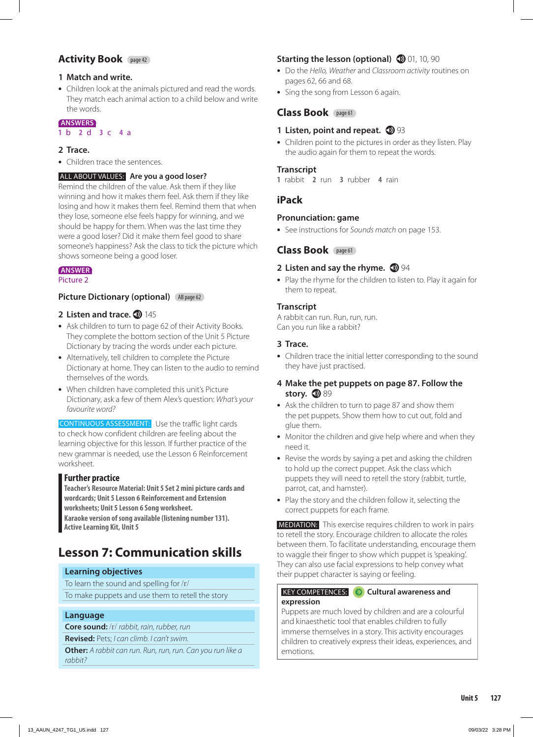## Activity Book page 42

### 1 Match and write.

- Children look at the animals pictured and read the words. They match each animal action to a child below and write the words.

**ANSWERS**
1 b 2 d 3 c 4 a

### 2 Trace.

- Children trace the sentences.

**ALL ABOUT VALUES:** **Are you a good loser?** Remind the children of the value. Ask them if they like winning and how it makes them feel. Ask them if they like losing and how it makes them feel. Remind them that when they lose, someone else feels happy for winning, and we should be happy for them. When was the last time they were a good loser? Did it make them feel good to share someone's happiness? Ask the class to tick the picture which shows someone being a good loser.

**ANSWER**
Picture 2

### Picture Dictionary (optional) AB page 62

### 2 Listen and trace. 145

- Ask children to turn to page 62 of their Activity Books. They complete the bottom section of the Unit 5 Picture Dictionary by tracing the words under each picture.
- Alternatively, tell children to complete the Picture Dictionary at home. They can listen to the audio to remind themselves of the words.
- When children have completed this unit's Picture Dictionary, ask a few of them Alex's question: *What's your favourite word?*

**CONTINUOUS ASSESSMENT:** Use the traffic light cards to check how confident children are feeling about the learning objective for this lesson. If further practice of the new grammar is needed, use the Lesson 6 Reinforcement worksheet.

**Further practice**
**Teacher's Resource Material: Unit 5 Set 2 mini picture cards and wordcards; Unit 5 Lesson 6 Reinforcement and Extension worksheets; Unit 5 Lesson 6 Song worksheet.**
**Karaoke version of song available (listening number 131).**
**Active Learning Kit, Unit 5**

# Lesson 7: Communication skills

**Learning objectives**
To learn the sound and spelling for /r/
To make puppets and use them to retell the story

**Language**
**Core sound:** /r/ *rabbit, rain, rubber, run*
**Revised:** Pets; *I can climb. I can't swim.*
**Other:** *A rabbit can run. Run, run, run. Can you run like a rabbit?*

### Starting the lesson (optional) 01, 10, 90

- Do the *Hello, Weather* and *Classroom activity* routines on pages 62, 66 and 68.
- Sing the song from Lesson 6 again.

## Class Book page 61

### 1 Listen, point and repeat. 93

- Children point to the pictures in order as they listen. Play the audio again for them to repeat the words.

**Transcript**
1 rabbit 2 run 3 rubber 4 rain

## iPack

### Pronunciation: game

- See instructions for *Sounds match* on page 153.

## Class Book page 61

### 2 Listen and say the rhyme. 94

- Play the rhyme for the children to listen to. Play it again for them to repeat.

**Transcript**
A rabbit can run. Run, run, run.
Can you run like a rabbit?

### 3 Trace.

- Children trace the initial letter corresponding to the sound they have just practised.

### 4 Make the pet puppets on page 87. Follow the story. 89

- Ask the children to turn to page 87 and show them the pet puppets. Show them how to cut out, fold and glue them.
- Monitor the children and give help where and when they need it.
- Revise the words by saying a pet and asking the children to hold up the correct puppet. Ask the class which puppets they will need to retell the story (rabbit, turtle, parrot, cat, and hamster).
- Play the story and the children follow it, selecting the correct puppets for each frame.

**MEDIATION:** This exercise requires children to work in pairs to retell the story. Encourage children to allocate the roles between them. To facilitate understanding, encourage them to waggle their finger to show which puppet is 'speaking'. They can also use facial expressions to help convey what their puppet character is saying or feeling.

**KEY COMPETENCES:** **Cultural awareness and expression**
Puppets are much loved by children and are a colourful and kinaesthetic tool that enables children to fully immerse themselves in a story. This activity encourages children to creatively express their ideas, experiences, and emotions.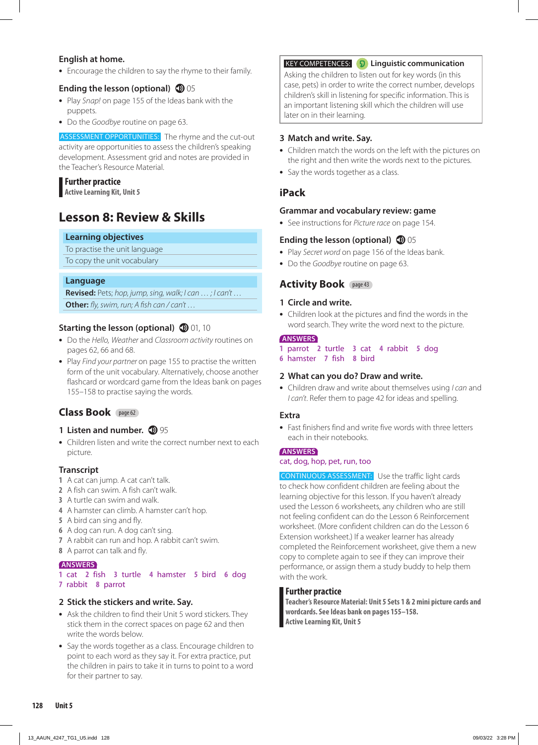### English at home.

- Encourage the children to say the rhyme to their family.

### Ending the lesson (optional) 05

- Play *Snap!* on page 155 of the Ideas bank with the puppets.
- Do the *Goodbye* routine on page 63.

ASSESSMENT OPPORTUNITIES: The rhyme and the cut-out activity are opportunities to assess the children's speaking development. Assessment grid and notes are provided in the Teacher's Resource Material.

**Further practice**
**Active Learning Kit, Unit 5**

## Lesson 8: Review & Skills

**Learning objectives**

To practise the unit language

To copy the unit vocabulary

**Language**

**Revised:** Pets; *hop, jump, sing, walk; I can … ; I can't …*

**Other:** *fly, swim, run; A fish can / can't …*

### Starting the lesson (optional) 01, 10

- Do the *Hello, Weather* and *Classroom activity* routines on pages 62, 66 and 68.
- Play *Find your partner* on page 155 to practise the written form of the unit vocabulary. Alternatively, choose another flashcard or wordcard game from the Ideas bank on pages 155–158 to practise saying the words.

## Class Book page 62

### 1 Listen and number. 95

- Children listen and write the correct number next to each picture.

### Transcript

1 A cat can jump. A cat can't talk.
2 A fish can swim. A fish can't walk.
3 A turtle can swim and walk.
4 A hamster can climb. A hamster can't hop.
5 A bird can sing and fly.
6 A dog can run. A dog can't sing.
7 A rabbit can run and hop. A rabbit can't swim.
8 A parrot can talk and fly.

ANSWERS
1 cat 2 fish 3 turtle 4 hamster 5 bird 6 dog
7 rabbit 8 parrot

### 2 Stick the stickers and write. Say.

- Ask the children to find their Unit 5 word stickers. They stick them in the correct spaces on page 62 and then write the words below.
- Say the words together as a class. Encourage children to point to each word as they say it. For extra practice, put the children in pairs to take it in turns to point to a word for their partner to say.

KEY COMPETENCES: Linguistic communication
Asking the children to listen out for key words (in this case, pets) in order to write the correct number, develops children's skill in listening for specific information. This is an important listening skill which the children will use later on in their learning.

### 3 Match and write. Say.

- Children match the words on the left with the pictures on the right and then write the words next to the pictures.
- Say the words together as a class.

## iPack

### Grammar and vocabulary review: game

- See instructions for *Picture race* on page 154.

### Ending the lesson (optional) 05

- Play *Secret word* on page 156 of the Ideas bank.
- Do the *Goodbye* routine on page 63.

## Activity Book page 43

### 1 Circle and write.

- Children look at the pictures and find the words in the word search. They write the word next to the picture.

ANSWERS
1 parrot 2 turtle 3 cat 4 rabbit 5 dog
6 hamster 7 fish 8 bird

### 2 What can you do? Draw and write.

- Children draw and write about themselves using *I can* and *I can't*. Refer them to page 42 for ideas and spelling.

### Extra

- Fast finishers find and write five words with three letters each in their notebooks.

ANSWERS
cat, dog, hop, pet, run, too

CONTINUOUS ASSESSMENT: Use the traffic light cards to check how confident children are feeling about the learning objective for this lesson. If you haven't already used the Lesson 6 worksheets, any children who are still not feeling confident can do the Lesson 6 Reinforcement worksheet. (More confident children can do the Lesson 6 Extension worksheet.) If a weaker learner has already completed the Reinforcement worksheet, give them a new copy to complete again to see if they can improve their performance, or assign them a study buddy to help them with the work.

**Further practice**
**Teacher's Resource Material: Unit 5 Sets 1 & 2 mini picture cards and wordcards. See Ideas bank on pages 155–158.**
**Active Learning Kit, Unit 5**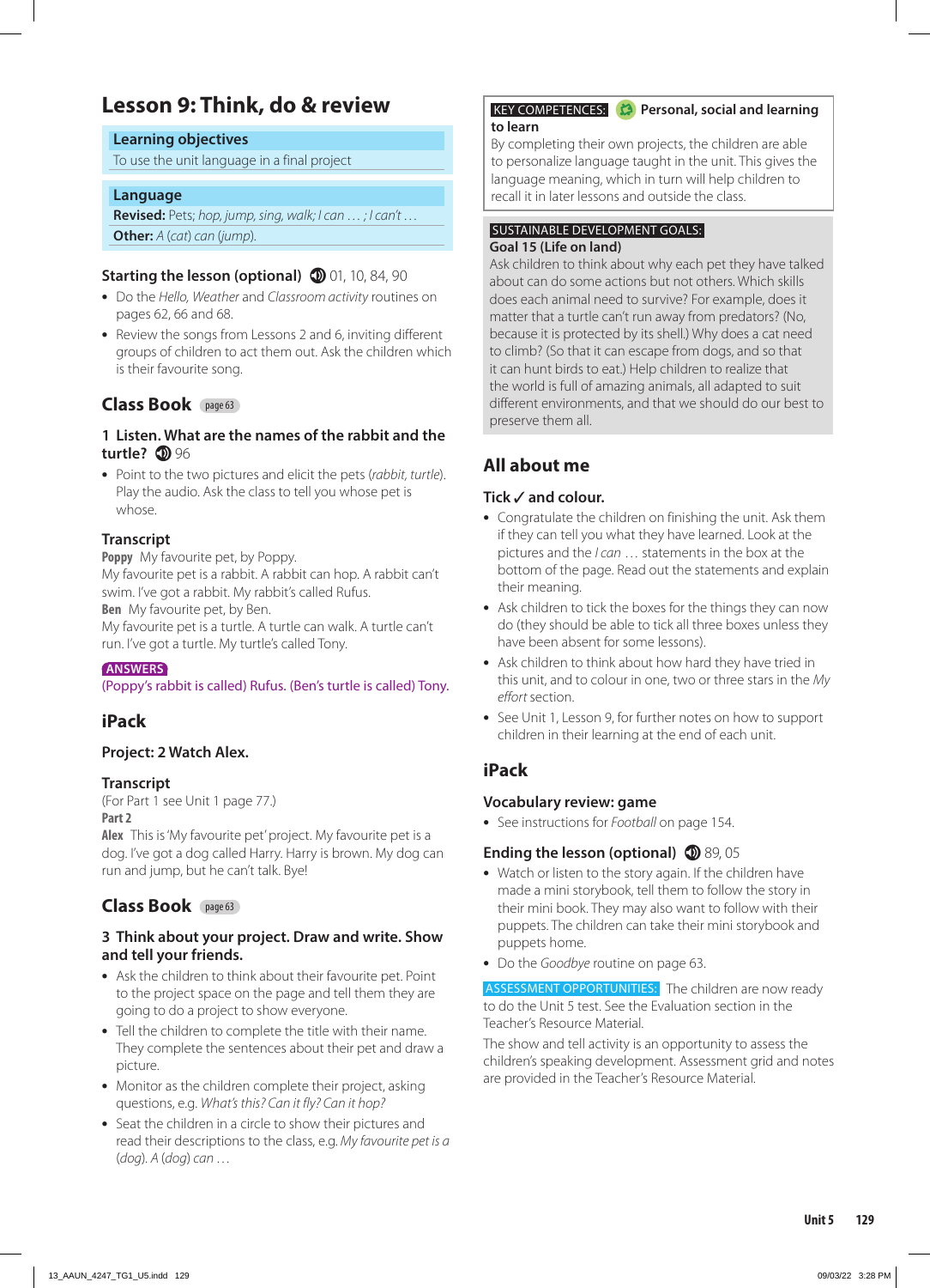# Lesson 9: Think, do & review

**Learning objectives**

To use the unit language in a final project

**Language**

**Revised:** Pets; *hop, jump, sing, walk; I can … ; I can't …*

**Other:** *A* (*cat*) *can* (*jump*).

### Starting the lesson (optional) 01, 10, 84, 90

- Do the *Hello, Weather* and *Classroom activity* routines on pages 62, 66 and 68.
- Review the songs from Lessons 2 and 6, inviting different groups of children to act them out. Ask the children which is their favourite song.

## Class Book page 63

### 1 Listen. What are the names of the rabbit and the turtle? 96

- Point to the two pictures and elicit the pets (*rabbit, turtle*). Play the audio. Ask the class to tell you whose pet is whose.

**Transcript**

**Poppy** My favourite pet, by Poppy.
My favourite pet is a rabbit. A rabbit can hop. A rabbit can't swim. I've got a rabbit. My rabbit's called Rufus.
**Ben** My favourite pet, by Ben.
My favourite pet is a turtle. A turtle can walk. A turtle can't run. I've got a turtle. My turtle's called Tony.

**ANSWERS**
(Poppy's rabbit is called) Rufus. (Ben's turtle is called) Tony.

## iPack

### Project: 2 Watch Alex.

**Transcript**

(For Part 1 see Unit 1 page 77.)
**Part 2**
**Alex** This is 'My favourite pet' project. My favourite pet is a dog. I've got a dog called Harry. Harry is brown. My dog can run and jump, but he can't talk. Bye!

## Class Book page 63

### 3 Think about your project. Draw and write. Show and tell your friends.

- Ask the children to think about their favourite pet. Point to the project space on the page and tell them they are going to do a project to show everyone.
- Tell the children to complete the title with their name. They complete the sentences about their pet and draw a picture.
- Monitor as the children complete their project, asking questions, e.g. *What's this? Can it fly? Can it hop?*
- Seat the children in a circle to show their pictures and read their descriptions to the class, e.g. *My favourite pet is a* (*dog*). *A* (*dog*) *can …*

**KEY COMPETENCES:** **Personal, social and learning to learn**
By completing their own projects, the children are able to personalize language taught in the unit. This gives the language meaning, which in turn will help children to recall it in later lessons and outside the class.

**SUSTAINABLE DEVELOPMENT GOALS:**
**Goal 15 (Life on land)**
Ask children to think about why each pet they have talked about can do some actions but not others. Which skills does each animal need to survive? For example, does it matter that a turtle can't run away from predators? (No, because it is protected by its shell.) Why does a cat need to climb? (So that it can escape from dogs, and so that it can hunt birds to eat.) Help children to realize that the world is full of amazing animals, all adapted to suit different environments, and that we should do our best to preserve them all.

## All about me

### Tick ✓ and colour.

- Congratulate the children on finishing the unit. Ask them if they can tell you what they have learned. Look at the pictures and the *I can …* statements in the box at the bottom of the page. Read out the statements and explain their meaning.
- Ask children to tick the boxes for the things they can now do (they should be able to tick all three boxes unless they have been absent for some lessons).
- Ask children to think about how hard they have tried in this unit, and to colour in one, two or three stars in the *My effort* section.
- See Unit 1, Lesson 9, for further notes on how to support children in their learning at the end of each unit.

## iPack

### Vocabulary review: game

- See instructions for *Football* on page 154.

### Ending the lesson (optional) 89, 05

- Watch or listen to the story again. If the children have made a mini storybook, tell them to follow the story in their mini book. They may also want to follow with their puppets. The children can take their mini storybook and puppets home.
- Do the *Goodbye* routine on page 63.

**ASSESSMENT OPPORTUNITIES:** The children are now ready to do the Unit 5 test. See the Evaluation section in the Teacher's Resource Material.

The show and tell activity is an opportunity to assess the children's speaking development. Assessment grid and notes are provided in the Teacher's Resource Material.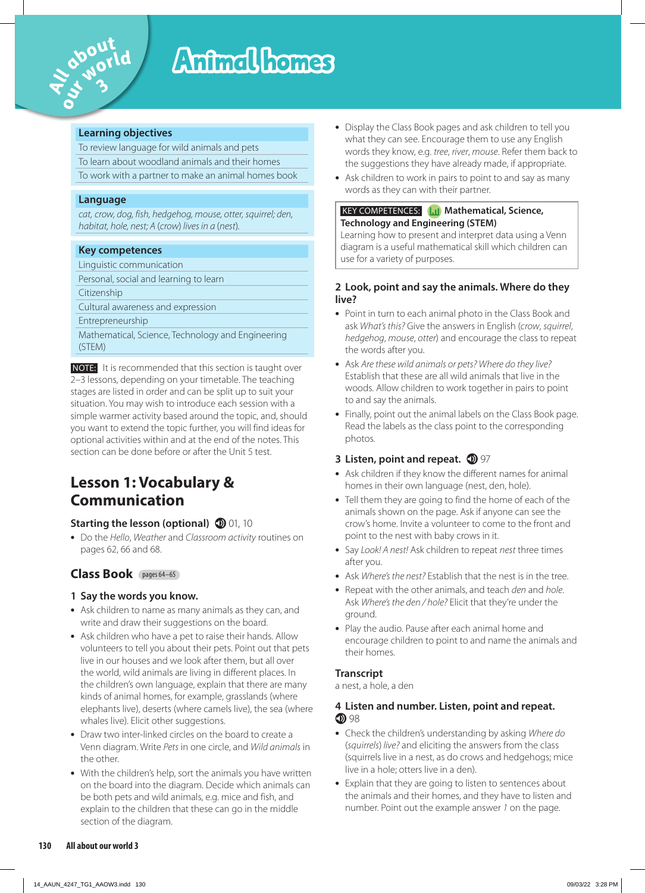# Animal homes

All about our world 3

## Learning objectives

- To review language for wild animals and pets
- To learn about woodland animals and their homes
- To work with a partner to make an animal homes book

## Language

*cat, crow, dog, fish, hedgehog, mouse, otter, squirrel; den, habitat, hole, nest; A (crow) lives in a (nest).*

## Key competences

- Linguistic communication
- Personal, social and learning to learn
- Citizenship
- Cultural awareness and expression
- Entrepreneurship
- Mathematical, Science, Technology and Engineering (STEM)

**NOTE:** It is recommended that this section is taught over 2–3 lessons, depending on your timetable. The teaching stages are listed in order and can be split up to suit your situation. You may wish to introduce each session with a simple warmer activity based around the topic, and, should you want to extend the topic further, you will find ideas for optional activities within and at the end of the notes. This section can be done before or after the Unit 5 test.

# Lesson 1: Vocabulary & Communication

### Starting the lesson (optional) 01, 10

- Do the *Hello*, *Weather* and *Classroom activity* routines on pages 62, 66 and 68.

## Class Book pages 64–65

### 1 Say the words you know.

- Ask children to name as many animals as they can, and write and draw their suggestions on the board.
- Ask children who have a pet to raise their hands. Allow volunteers to tell you about their pets. Point out that pets live in our houses and we look after them, but all over the world, wild animals are living in different places. In the children's own language, explain that there are many kinds of animal homes, for example, grasslands (where elephants live), deserts (where camels live), the sea (where whales live). Elicit other suggestions.
- Draw two inter-linked circles on the board to create a Venn diagram. Write *Pets* in one circle, and *Wild animals* in the other.
- With the children's help, sort the animals you have written on the board into the diagram. Decide which animals can be both pets and wild animals, e.g. mice and fish, and explain to the children that these can go in the middle section of the diagram.
- Display the Class Book pages and ask children to tell you what they can see. Encourage them to use any English words they know, e.g. *tree*, *river*, *mouse*. Refer them back to the suggestions they have already made, if appropriate.
- Ask children to work in pairs to point to and say as many words as they can with their partner.

**KEY COMPETENCES:** **Mathematical, Science, Technology and Engineering (STEM)**
Learning how to present and interpret data using a Venn diagram is a useful mathematical skill which children can use for a variety of purposes.

### 2 Look, point and say the animals. Where do they live?

- Point in turn to each animal photo in the Class Book and ask *What's this?* Give the answers in English (*crow*, *squirrel*, *hedgehog*, *mouse*, *otter*) and encourage the class to repeat the words after you.
- Ask *Are these wild animals or pets? Where do they live?* Establish that these are all wild animals that live in the woods. Allow children to work together in pairs to point to and say the animals.
- Finally, point out the animal labels on the Class Book page. Read the labels as the class point to the corresponding photos.

### 3 Listen, point and repeat. 97

- Ask children if they know the different names for animal homes in their own language (nest, den, hole).
- Tell them they are going to find the home of each of the animals shown on the page. Ask if anyone can see the crow's home. Invite a volunteer to come to the front and point to the nest with baby crows in it.
- Say *Look! A nest!* Ask children to repeat *nest* three times after you.
- Ask *Where's the nest?* Establish that the nest is in the tree.
- Repeat with the other animals, and teach *den* and *hole*. Ask *Where's the den / hole?* Elicit that they're under the ground.
- Play the audio. Pause after each animal home and encourage children to point to and name the animals and their homes.

#### Transcript

a nest, a hole, a den

### 4 Listen and number. Listen, point and repeat. 98

- Check the children's understanding by asking *Where do (squirrels) live?* and eliciting the answers from the class (squirrels live in a nest, as do crows and hedgehogs; mice live in a hole; otters live in a den).
- Explain that they are going to listen to sentences about the animals and their homes, and they have to listen and number. Point out the example answer *1* on the page.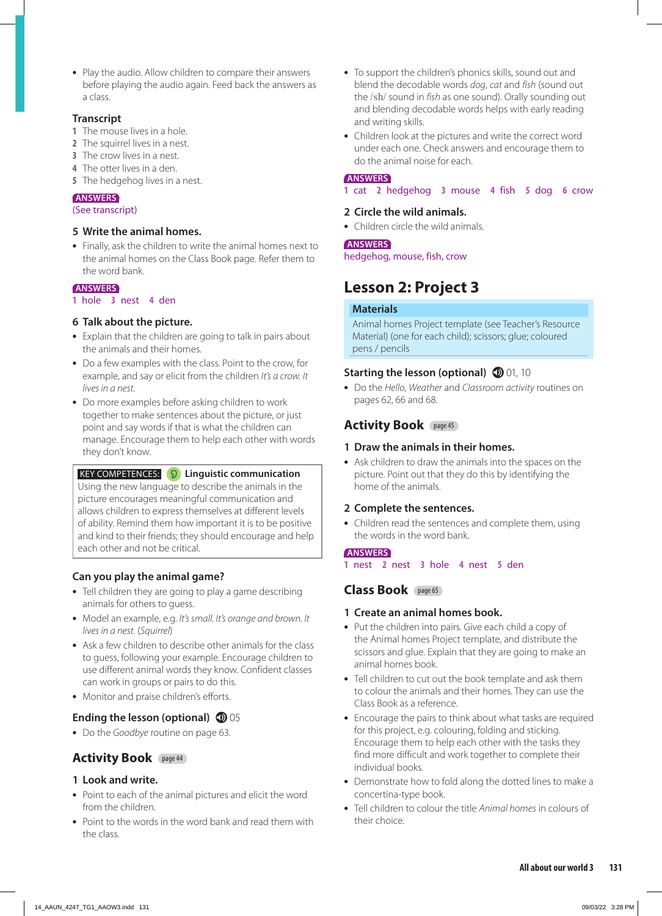- Play the audio. Allow children to compare their answers before playing the audio again. Feed back the answers as a class.

### Transcript

1 The mouse lives in a hole.
2 The squirrel lives in a nest.
3 The crow lives in a nest.
4 The otter lives in a den.
5 The hedgehog lives in a nest.

**ANSWERS**
(See transcript)

### 5 Write the animal homes.

- Finally, ask the children to write the animal homes next to the animal homes on the Class Book page. Refer them to the word bank.

**ANSWERS**
1 hole 3 nest 4 den

### 6 Talk about the picture.

- Explain that the children are going to talk in pairs about the animals and their homes.
- Do a few examples with the class. Point to the crow, for example, and say or elicit from the children *It's a crow. It lives in a nest.*
- Do more examples before asking children to work together to make sentences about the picture, or just point and say words if that is what the children can manage. Encourage them to help each other with words they don't know.

> **KEY COMPETENCES:** **Linguistic communication**
> Using the new language to describe the animals in the picture encourages meaningful communication and allows children to express themselves at different levels of ability. Remind them how important it is to be positive and kind to their friends; they should encourage and help each other and not be critical.

### Can you play the animal game?

- Tell children they are going to play a game describing animals for others to guess.
- Model an example, e.g. *It's small. It's orange and brown. It lives in a nest.* (*Squirrel*)
- Ask a few children to describe other animals for the class to guess, following your example. Encourage children to use different animal words they know. Confident classes can work in groups or pairs to do this.
- Monitor and praise children's efforts.

### Ending the lesson (optional) 05

- Do the *Goodbye* routine on page 63.

## Activity Book page 44

### 1 Look and write.

- Point to each of the animal pictures and elicit the word from the children.
- Point to the words in the word bank and read them with the class.
- To support the children's phonics skills, sound out and blend the decodable words *dog*, *cat* and *fish* (sound out the /sh/ sound in *fish* as one sound). Orally sounding out and blending decodable words helps with early reading and writing skills.
- Children look at the pictures and write the correct word under each one. Check answers and encourage them to do the animal noise for each.

**ANSWERS**
1 cat 2 hedgehog 3 mouse 4 fish 5 dog 6 crow

### 2 Circle the wild animals.

- Children circle the wild animals.

**ANSWERS**
hedgehog, mouse, fish, crow

# Lesson 2: Project 3

> **Materials**
> Animal homes Project template (see Teacher's Resource Material) (one for each child); scissors; glue; coloured pens / pencils

### Starting the lesson (optional) 01, 10

- Do the *Hello*, *Weather* and *Classroom activity* routines on pages 62, 66 and 68.

## Activity Book page 45

### 1 Draw the animals in their homes.

- Ask children to draw the animals into the spaces on the picture. Point out that they do this by identifying the home of the animals.

### 2 Complete the sentences.

- Children read the sentences and complete them, using the words in the word bank.

**ANSWERS**
1 nest 2 nest 3 hole 4 nest 5 den

## Class Book page 65

### 1 Create an animal homes book.

- Put the children into pairs. Give each child a copy of the Animal homes Project template, and distribute the scissors and glue. Explain that they are going to make an animal homes book.
- Tell children to cut out the book template and ask them to colour the animals and their homes. They can use the Class Book as a reference.
- Encourage the pairs to think about what tasks are required for this project, e.g. colouring, folding and sticking. Encourage them to help each other with the tasks they find more difficult and work together to complete their individual books.
- Demonstrate how to fold along the dotted lines to make a concertina-type book.
- Tell children to colour the title *Animal homes* in colours of their choice.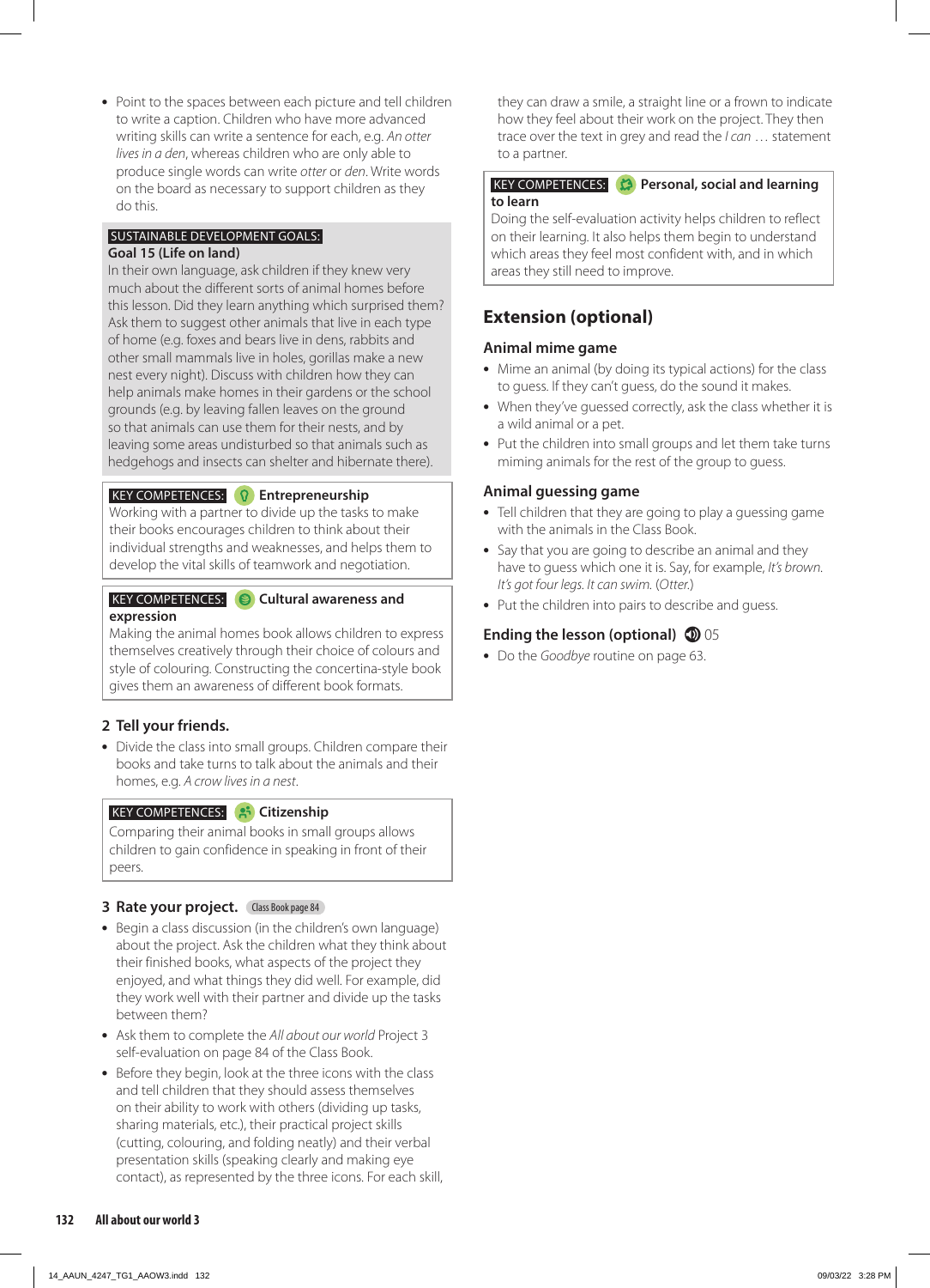- Point to the spaces between each picture and tell children to write a caption. Children who have more advanced writing skills can write a sentence for each, e.g. *An otter lives in a den*, whereas children who are only able to produce single words can write *otter* or *den*. Write words on the board as necessary to support children as they do this.

**SUSTAINABLE DEVELOPMENT GOALS:**
**Goal 15 (Life on land)**
In their own language, ask children if they knew very much about the different sorts of animal homes before this lesson. Did they learn anything which surprised them? Ask them to suggest other animals that live in each type of home (e.g. foxes and bears live in dens, rabbits and other small mammals live in holes, gorillas make a new nest every night). Discuss with children how they can help animals make homes in their gardens or the school grounds (e.g. by leaving fallen leaves on the ground so that animals can use them for their nests, and by leaving some areas undisturbed so that animals such as hedgehogs and insects can shelter and hibernate there).

**KEY COMPETENCES: Entrepreneurship**
Working with a partner to divide up the tasks to make their books encourages children to think about their individual strengths and weaknesses, and helps them to develop the vital skills of teamwork and negotiation.

**KEY COMPETENCES: Cultural awareness and expression**
Making the animal homes book allows children to express themselves creatively through their choice of colours and style of colouring. Constructing the concertina-style book gives them an awareness of different book formats.

## 2 Tell your friends.

- Divide the class into small groups. Children compare their books and take turns to talk about the animals and their homes, e.g. *A crow lives in a nest*.

**KEY COMPETENCES: Citizenship**
Comparing their animal books in small groups allows children to gain confidence in speaking in front of their peers.

## 3 Rate your project. Class Book page 84

- Begin a class discussion (in the children's own language) about the project. Ask the children what they think about their finished books, what aspects of the project they enjoyed, and what things they did well. For example, did they work well with their partner and divide up the tasks between them?
- Ask them to complete the *All about our world* Project 3 self-evaluation on page 84 of the Class Book.
- Before they begin, look at the three icons with the class and tell children that they should assess themselves on their ability to work with others (dividing up tasks, sharing materials, etc.), their practical project skills (cutting, colouring, and folding neatly) and their verbal presentation skills (speaking clearly and making eye contact), as represented by the three icons. For each skill, they can draw a smile, a straight line or a frown to indicate how they feel about their work on the project. They then trace over the text in grey and read the *I can* … statement to a partner.

**KEY COMPETENCES: Personal, social and learning to learn**
Doing the self-evaluation activity helps children to reflect on their learning. It also helps them begin to understand which areas they feel most confident with, and in which areas they still need to improve.

## Extension (optional)

### Animal mime game

- Mime an animal (by doing its typical actions) for the class to guess. If they can't guess, do the sound it makes.
- When they've guessed correctly, ask the class whether it is a wild animal or a pet.
- Put the children into small groups and let them take turns miming animals for the rest of the group to guess.

### Animal guessing game

- Tell children that they are going to play a guessing game with the animals in the Class Book.
- Say that you are going to describe an animal and they have to guess which one it is. Say, for example, *It's brown. It's got four legs. It can swim.* (*Otter.*)
- Put the children into pairs to describe and guess.

### Ending the lesson (optional) 05

- Do the *Goodbye* routine on page 63.